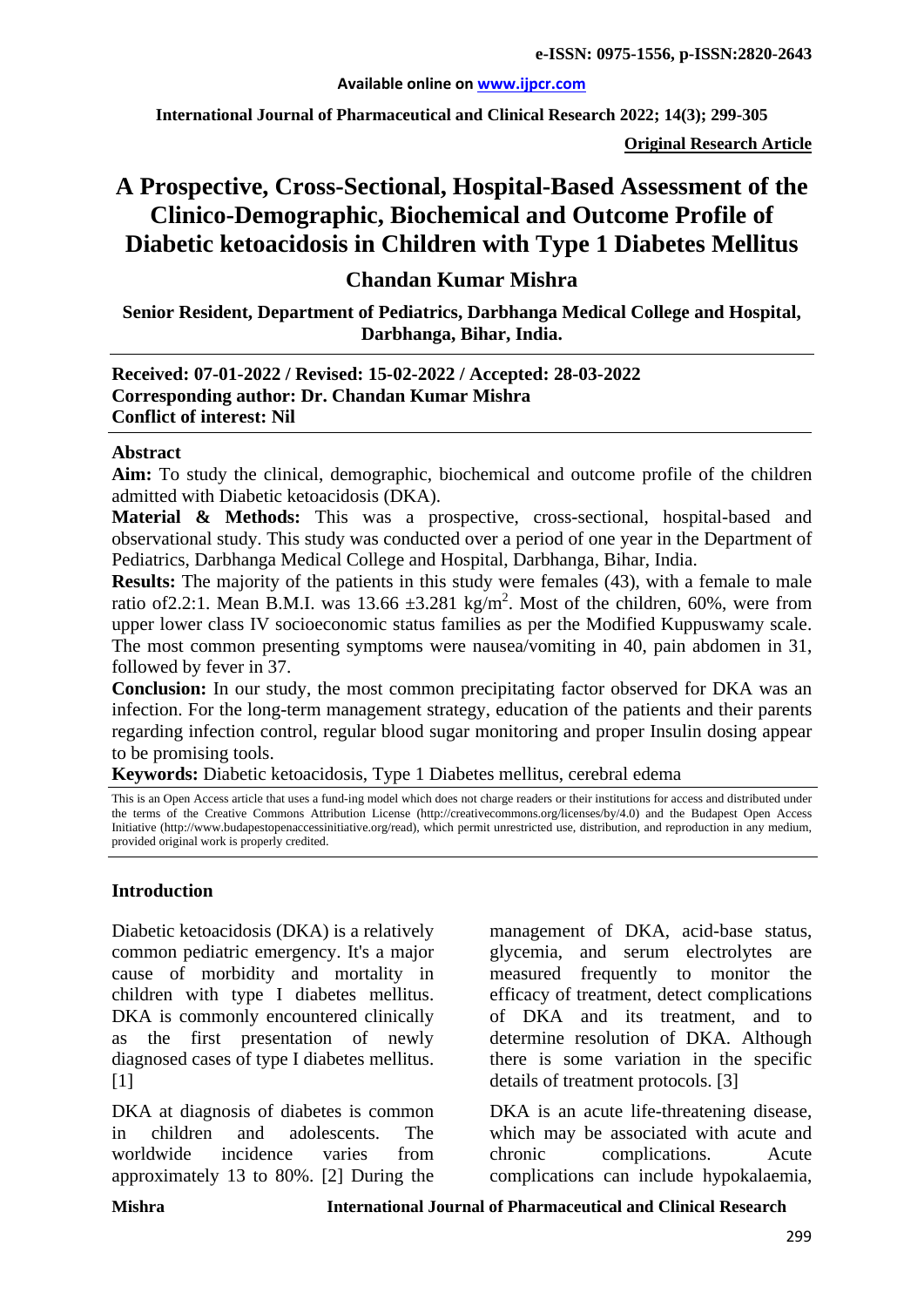**Original Research Article**

# A Prospective, Cross-Sectional, Hospital-Based Assessment of the Clinico-Demographic, Biochemical and Outcome Profile of Diabetic ketoacidosis in Children with Type 1 Diabetes Mellitus

## Chandan Kumar Mishra

**Senior Resident, Department of Pediatrics, Darbhanga Medical College and Hospital, Darbhanga, Bihar, India.**

**Received: 07-01-2022 / Revised: 15-02-2022 / Accepted: 28-03-2022**
**Corresponding author: Dr. Chandan Kumar Mishra**
**Conflict of interest: Nil**

### Abstract

**Aim:** To study the clinical, demographic, biochemical and outcome profile of the children admitted with Diabetic ketoacidosis (DKA).

**Material & Methods:** This was a prospective, cross-sectional, hospital-based and observational study. This study was conducted over a period of one year in the Department of Pediatrics, Darbhanga Medical College and Hospital, Darbhanga, Bihar, India.

**Results:** The majority of the patients in this study were females (43), with a female to male ratio of2.2:1. Mean B.M.I. was 13.66 ±3.281 kg/m$^2$. Most of the children, 60%, were from upper lower class IV socioeconomic status families as per the Modified Kuppuswamy scale. The most common presenting symptoms were nausea/vomiting in 40, pain abdomen in 31, followed by fever in 37.

**Conclusion:** In our study, the most common precipitating factor observed for DKA was an infection. For the long-term management strategy, education of the patients and their parents regarding infection control, regular blood sugar monitoring and proper Insulin dosing appear to be promising tools.

**Keywords:** Diabetic ketoacidosis, Type 1 Diabetes mellitus, cerebral edema

This is an Open Access article that uses a fund-ing model which does not charge readers or their institutions for access and distributed under the terms of the Creative Commons Attribution License (http://creativecommons.org/licenses/by/4.0) and the Budapest Open Access Initiative (http://www.budapestopenaccessinitiative.org/read), which permit unrestricted use, distribution, and reproduction in any medium, provided original work is properly credited.

### Introduction

Diabetic ketoacidosis (DKA) is a relatively common pediatric emergency. It's a major cause of morbidity and mortality in children with type I diabetes mellitus. DKA is commonly encountered clinically as the first presentation of newly diagnosed cases of type I diabetes mellitus. [1]

DKA at diagnosis of diabetes is common in children and adolescents. The worldwide incidence varies from approximately 13 to 80%. [2] During the management of DKA, acid-base status, glycemia, and serum electrolytes are measured frequently to monitor the efficacy of treatment, detect complications of DKA and its treatment, and to determine resolution of DKA. Although there is some variation in the specific details of treatment protocols. [3]

DKA is an acute life-threatening disease, which may be associated with acute and chronic complications. Acute complications can include hypokalaemia,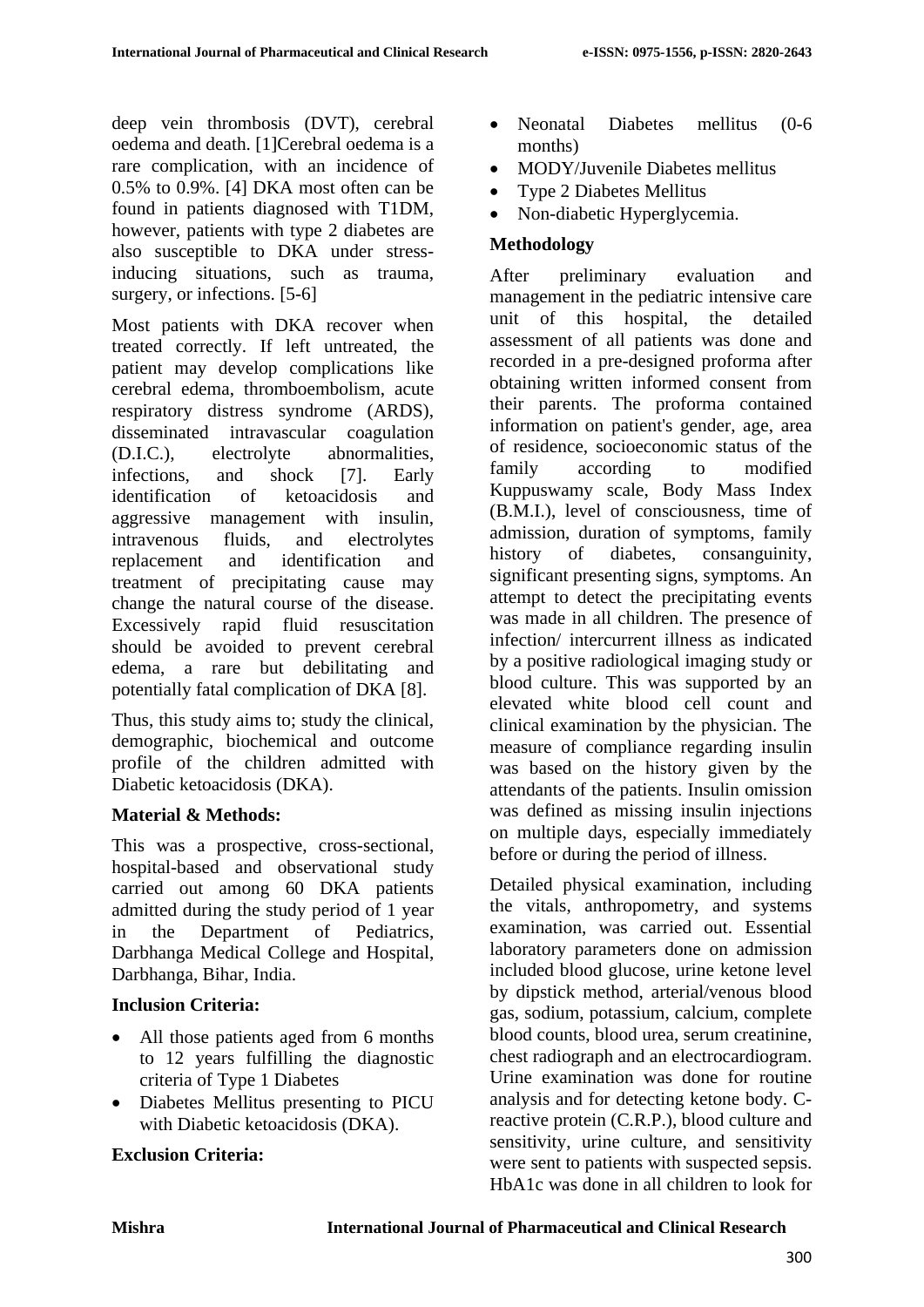deep vein thrombosis (DVT), cerebral oedema and death. [1]Cerebral oedema is a rare complication, with an incidence of 0.5% to 0.9%. [4] DKA most often can be found in patients diagnosed with T1DM, however, patients with type 2 diabetes are also susceptible to DKA under stress-inducing situations, such as trauma, surgery, or infections. [5-6]

Most patients with DKA recover when treated correctly. If left untreated, the patient may develop complications like cerebral edema, thromboembolism, acute respiratory distress syndrome (ARDS), disseminated intravascular coagulation (D.I.C.), electrolyte abnormalities, infections, and shock [7]. Early identification of ketoacidosis and aggressive management with insulin, intravenous fluids, and electrolytes replacement and identification and treatment of precipitating cause may change the natural course of the disease. Excessively rapid fluid resuscitation should be avoided to prevent cerebral edema, a rare but debilitating and potentially fatal complication of DKA [8].

Thus, this study aims to; study the clinical, demographic, biochemical and outcome profile of the children admitted with Diabetic ketoacidosis (DKA).

**Material & Methods:**

This was a prospective, cross-sectional, hospital-based and observational study carried out among 60 DKA patients admitted during the study period of 1 year in the Department of Pediatrics, Darbhanga Medical College and Hospital, Darbhanga, Bihar, India.

**Inclusion Criteria:**

- All those patients aged from 6 months to 12 years fulfilling the diagnostic criteria of Type 1 Diabetes
- Diabetes Mellitus presenting to PICU with Diabetic ketoacidosis (DKA).

**Exclusion Criteria:**

- Neonatal Diabetes mellitus (0-6 months)
- MODY/Juvenile Diabetes mellitus
- Type 2 Diabetes Mellitus
- Non-diabetic Hyperglycemia.

**Methodology**

After preliminary evaluation and management in the pediatric intensive care unit of this hospital, the detailed assessment of all patients was done and recorded in a pre-designed proforma after obtaining written informed consent from their parents. The proforma contained information on patient's gender, age, area of residence, socioeconomic status of the family according to modified Kuppuswamy scale, Body Mass Index (B.M.I.), level of consciousness, time of admission, duration of symptoms, family history of diabetes, consanguinity, significant presenting signs, symptoms. An attempt to detect the precipitating events was made in all children. The presence of infection/ intercurrent illness as indicated by a positive radiological imaging study or blood culture. This was supported by an elevated white blood cell count and clinical examination by the physician. The measure of compliance regarding insulin was based on the history given by the attendants of the patients. Insulin omission was defined as missing insulin injections on multiple days, especially immediately before or during the period of illness.

Detailed physical examination, including the vitals, anthropometry, and systems examination, was carried out. Essential laboratory parameters done on admission included blood glucose, urine ketone level by dipstick method, arterial/venous blood gas, sodium, potassium, calcium, complete blood counts, blood urea, serum creatinine, chest radiograph and an electrocardiogram. Urine examination was done for routine analysis and for detecting ketone body. C-reactive protein (C.R.P.), blood culture and sensitivity, urine culture, and sensitivity were sent to patients with suspected sepsis. HbA1c was done in all children to look for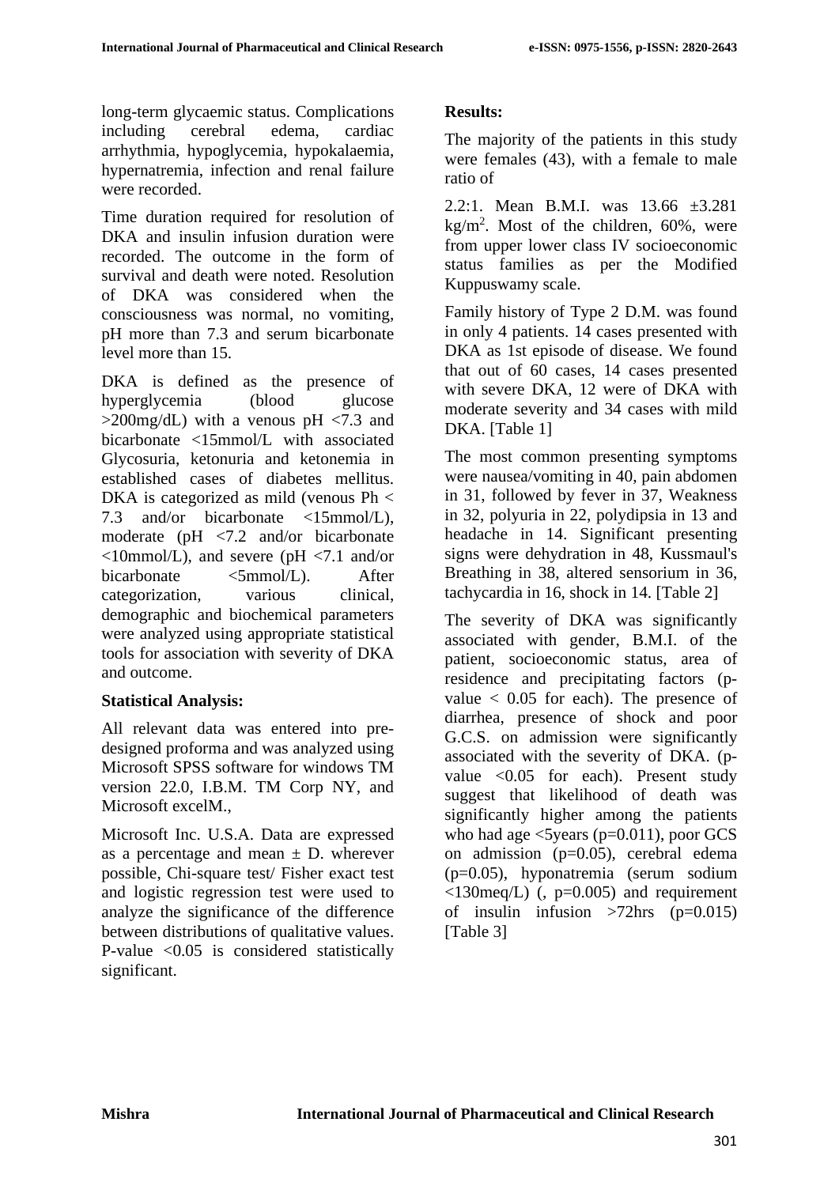long-term glycaemic status. Complications including cerebral edema, cardiac arrhythmia, hypoglycemia, hypokalaemia, hypernatremia, infection and renal failure were recorded.

Time duration required for resolution of DKA and insulin infusion duration were recorded. The outcome in the form of survival and death were noted. Resolution of DKA was considered when the consciousness was normal, no vomiting, pH more than 7.3 and serum bicarbonate level more than 15.

DKA is defined as the presence of hyperglycemia (blood glucose >200mg/dL) with a venous pH <7.3 and bicarbonate <15mmol/L with associated Glycosuria, ketonuria and ketonemia in established cases of diabetes mellitus. DKA is categorized as mild (venous Ph < 7.3 and/or bicarbonate <15mmol/L), moderate (pH <7.2 and/or bicarbonate <10mmol/L), and severe (pH <7.1 and/or bicarbonate <5mmol/L). After categorization, various clinical, demographic and biochemical parameters were analyzed using appropriate statistical tools for association with severity of DKA and outcome.

**Statistical Analysis:**

All relevant data was entered into pre-designed proforma and was analyzed using Microsoft SPSS software for windows TM version 22.0, I.B.M. TM Corp NY, and Microsoft excelM.,

Microsoft Inc. U.S.A. Data are expressed as a percentage and mean ± D. wherever possible, Chi-square test/ Fisher exact test and logistic regression test were used to analyze the significance of the difference between distributions of qualitative values. P-value <0.05 is considered statistically significant.

**Results:**

The majority of the patients in this study were females (43), with a female to male ratio of

2.2:1. Mean B.M.I. was 13.66 ±3.281 kg/m$^2$. Most of the children, 60%, were from upper lower class IV socioeconomic status families as per the Modified Kuppuswamy scale.

Family history of Type 2 D.M. was found in only 4 patients. 14 cases presented with DKA as 1st episode of disease. We found that out of 60 cases, 14 cases presented with severe DKA, 12 were of DKA with moderate severity and 34 cases with mild DKA. [Table 1]

The most common presenting symptoms were nausea/vomiting in 40, pain abdomen in 31, followed by fever in 37, Weakness in 32, polyuria in 22, polydipsia in 13 and headache in 14. Significant presenting signs were dehydration in 48, Kussmaul's Breathing in 38, altered sensorium in 36, tachycardia in 16, shock in 14. [Table 2]

The severity of DKA was significantly associated with gender, B.M.I. of the patient, socioeconomic status, area of residence and precipitating factors (p-value < 0.05 for each). The presence of diarrhea, presence of shock and poor G.C.S. on admission were significantly associated with the severity of DKA. (p-value <0.05 for each). Present study suggest that likelihood of death was significantly higher among the patients who had age <5years (p=0.011), poor GCS on admission (p=0.05), cerebral edema (p=0.05), hyponatremia (serum sodium <130meq/L) (, p=0.005) and requirement of insulin infusion >72hrs (p=0.015) [Table 3]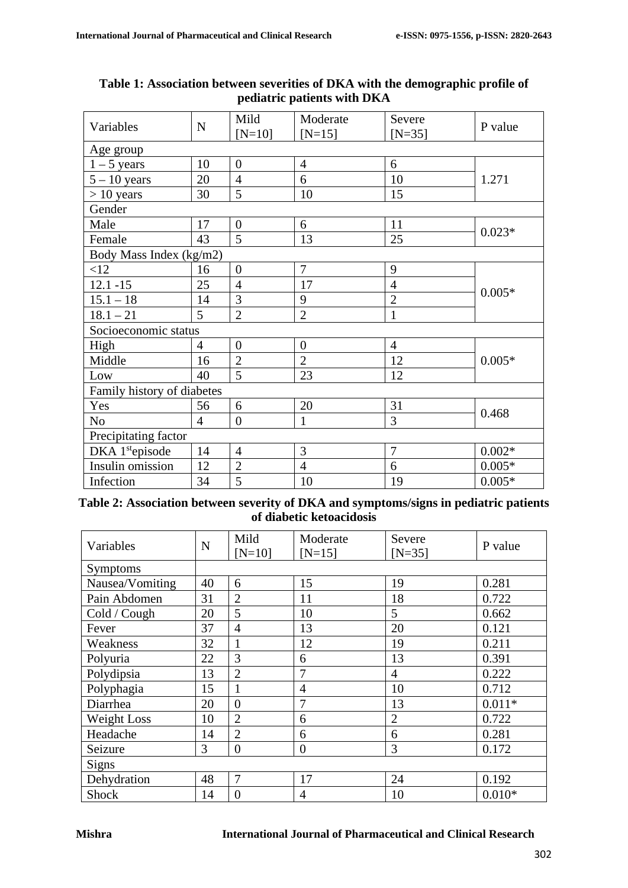**Table 1: Association between severities of DKA with the demographic profile of pediatric patients with DKA**

| Variables | N | Mild [N=10] | Moderate [N=15] | Severe [N=35] | P value |
|---|---|---|---|---|---|
| Age group | | | | | |
| 1 – 5 years | 10 | 0 | 4 | 6 | 1.271 |
| 5 – 10 years | 20 | 4 | 6 | 10 | |
| > 10 years | 30 | 5 | 10 | 15 | |
| Gender | | | | | |
| Male | 17 | 0 | 6 | 11 | 0.023* |
| Female | 43 | 5 | 13 | 25 | |
| Body Mass Index (kg/m2) | | | | | |
| <12 | 16 | 0 | 7 | 9 | 0.005* |
| 12.1 -15 | 25 | 4 | 17 | 4 | |
| 15.1 – 18 | 14 | 3 | 9 | 2 | |
| 18.1 – 21 | 5 | 2 | 2 | 1 | |
| Socioeconomic status | | | | | |
| High | 4 | 0 | 0 | 4 | 0.005* |
| Middle | 16 | 2 | 2 | 12 | |
| Low | 40 | 5 | 23 | 12 | |
| Family history of diabetes | | | | | |
| Yes | 56 | 6 | 20 | 31 | 0.468 |
| No | 4 | 0 | 1 | 3 | |
| Precipitating factor | | | | | |
| DKA 1st episode | 14 | 4 | 3 | 7 | 0.002* |
| Insulin omission | 12 | 2 | 4 | 6 | 0.005* |
| Infection | 34 | 5 | 10 | 19 | 0.005* |

**Table 2: Association between severity of DKA and symptoms/signs in pediatric patients of diabetic ketoacidosis**

| Variables | N | Mild [N=10] | Moderate [N=15] | Severe [N=35] | P value |
|---|---|---|---|---|---|
| Symptoms | | | | | |
| Nausea/Vomiting | 40 | 6 | 15 | 19 | 0.281 |
| Pain Abdomen | 31 | 2 | 11 | 18 | 0.722 |
| Cold / Cough | 20 | 5 | 10 | 5 | 0.662 |
| Fever | 37 | 4 | 13 | 20 | 0.121 |
| Weakness | 32 | 1 | 12 | 19 | 0.211 |
| Polyuria | 22 | 3 | 6 | 13 | 0.391 |
| Polydipsia | 13 | 2 | 7 | 4 | 0.222 |
| Polyphagia | 15 | 1 | 4 | 10 | 0.712 |
| Diarrhea | 20 | 0 | 7 | 13 | 0.011* |
| Weight Loss | 10 | 2 | 6 | 2 | 0.722 |
| Headache | 14 | 2 | 6 | 6 | 0.281 |
| Seizure | 3 | 0 | 0 | 3 | 0.172 |
| Signs | | | | | |
| Dehydration | 48 | 7 | 17 | 24 | 0.192 |
| Shock | 14 | 0 | 4 | 10 | 0.010* |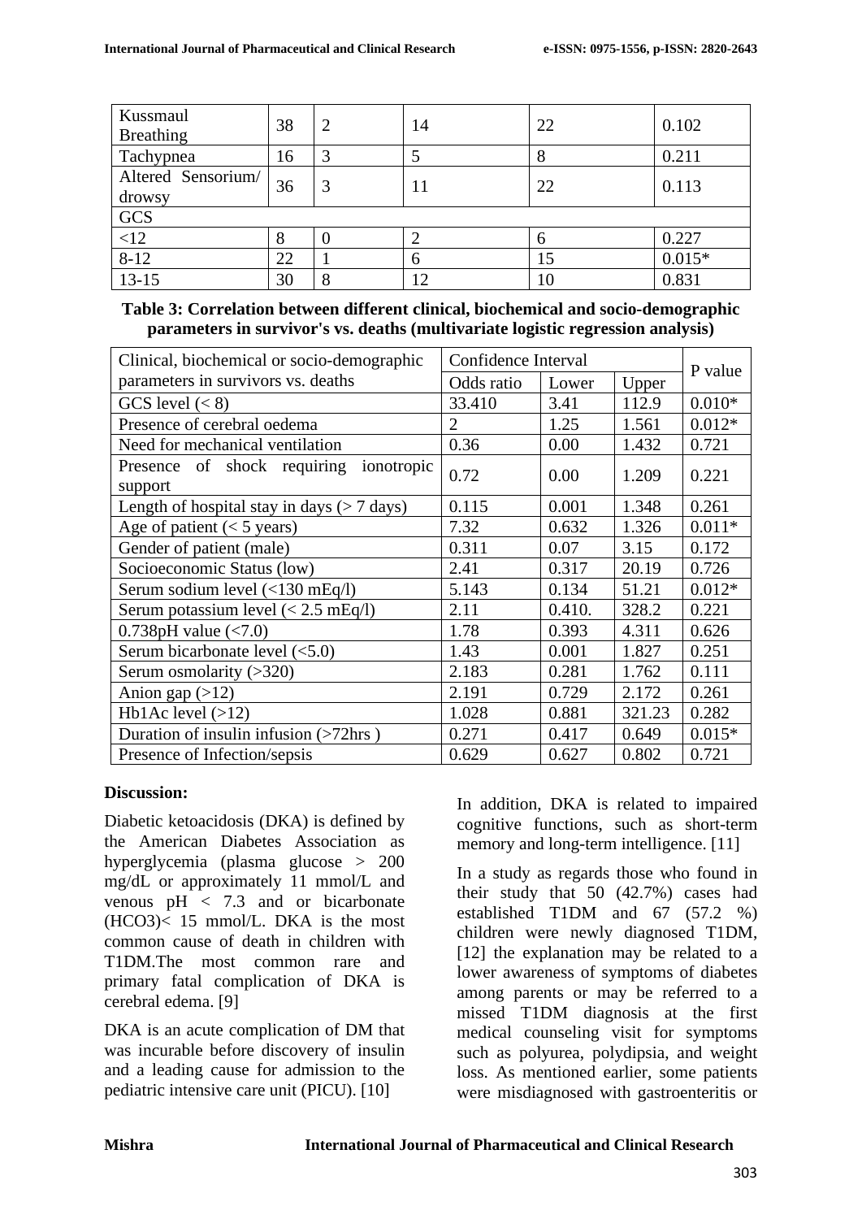| Kussmaul Breathing | 38 | 2 | 14 | 22 | 0.102 |
|---|---|---|---|---|---|
| Tachypnea | 16 | 3 | 5 | 8 | 0.211 |
| Altered Sensorium/ drowsy | 36 | 3 | 11 | 22 | 0.113 |
| GCS | | | | | |
| <12 | 8 | 0 | 2 | 6 | 0.227 |
| 8-12 | 22 | 1 | 6 | 15 | 0.015* |
| 13-15 | 30 | 8 | 12 | 10 | 0.831 |

**Table 3: Correlation between different clinical, biochemical and socio-demographic parameters in survivor's vs. deaths (multivariate logistic regression analysis)**

| Clinical, biochemical or socio-demographic parameters in survivors vs. deaths | Confidence Interval | | | P value |
|---|---|---|---|---|
| | Odds ratio | Lower | Upper | |
| GCS level (< 8) | 33.410 | 3.41 | 112.9 | 0.010* |
| Presence of cerebral oedema | 2 | 1.25 | 1.561 | 0.012* |
| Need for mechanical ventilation | 0.36 | 0.00 | 1.432 | 0.721 |
| Presence of shock requiring ionotropic support | 0.72 | 0.00 | 1.209 | 0.221 |
| Length of hospital stay in days (> 7 days) | 0.115 | 0.001 | 1.348 | 0.261 |
| Age of patient (< 5 years) | 7.32 | 0.632 | 1.326 | 0.011* |
| Gender of patient (male) | 0.311 | 0.07 | 3.15 | 0.172 |
| Socioeconomic Status (low) | 2.41 | 0.317 | 20.19 | 0.726 |
| Serum sodium level (<130 mEq/l) | 5.143 | 0.134 | 51.21 | 0.012* |
| Serum potassium level (< 2.5 mEq/l) | 2.11 | 0.410. | 328.2 | 0.221 |
| 0.738pH value (<7.0) | 1.78 | 0.393 | 4.311 | 0.626 |
| Serum bicarbonate level (<5.0) | 1.43 | 0.001 | 1.827 | 0.251 |
| Serum osmolarity (>320) | 2.183 | 0.281 | 1.762 | 0.111 |
| Anion gap (>12) | 2.191 | 0.729 | 2.172 | 0.261 |
| Hb1Ac level (>12) | 1.028 | 0.881 | 321.23 | 0.282 |
| Duration of insulin infusion (>72hrs ) | 0.271 | 0.417 | 0.649 | 0.015* |
| Presence of Infection/sepsis | 0.629 | 0.627 | 0.802 | 0.721 |

**Discussion:**

Diabetic ketoacidosis (DKA) is defined by the American Diabetes Association as hyperglycemia (plasma glucose > 200 mg/dL or approximately 11 mmol/L and venous pH < 7.3 and or bicarbonate ($HCO_3$)< 15 mmol/L. DKA is the most common cause of death in children with T1DM.The most common rare and primary fatal complication of DKA is cerebral edema. [9]

DKA is an acute complication of DM that was incurable before discovery of insulin and a leading cause for admission to the pediatric intensive care unit (PICU). [10]

In addition, DKA is related to impaired cognitive functions, such as short-term memory and long-term intelligence. [11]

In a study as regards those who found in their study that 50 (42.7%) cases had established T1DM and 67 (57.2 %) children were newly diagnosed T1DM, [12] the explanation may be related to a lower awareness of symptoms of diabetes among parents or may be referred to a missed T1DM diagnosis at the first medical counseling visit for symptoms such as polyurea, polydipsia, and weight loss. As mentioned earlier, some patients were misdiagnosed with gastroenteritis or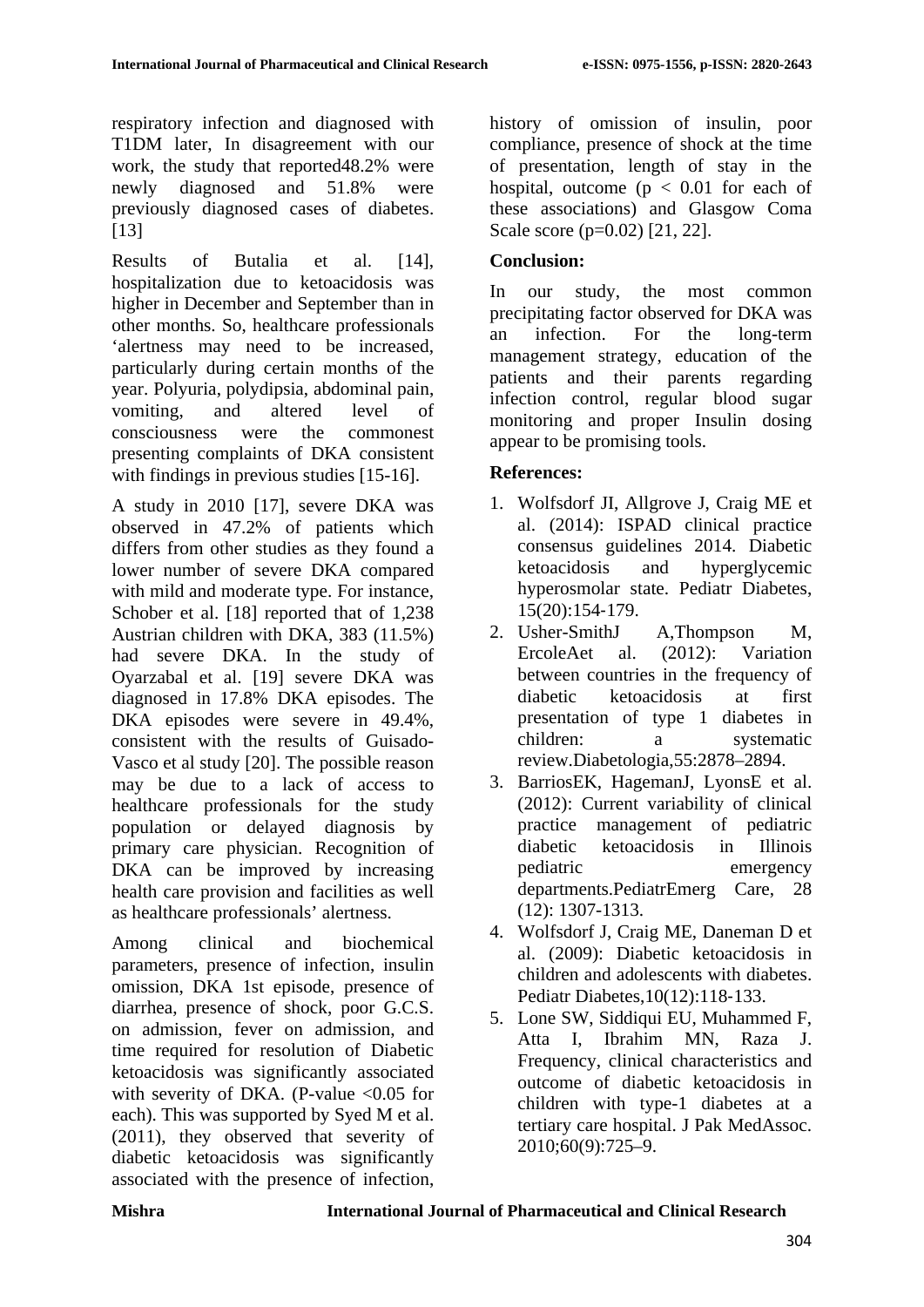respiratory infection and diagnosed with T1DM later, In disagreement with our work, the study that reported48.2% were newly diagnosed and 51.8% were previously diagnosed cases of diabetes. [13]

Results of Butalia et al. [14], hospitalization due to ketoacidosis was higher in December and September than in other months. So, healthcare professionals ‘alertness may need to be increased, particularly during certain months of the year. Polyuria, polydipsia, abdominal pain, vomiting, and altered level of consciousness were the commonest presenting complaints of DKA consistent with findings in previous studies [15-16].

A study in 2010 [17], severe DKA was observed in 47.2% of patients which differs from other studies as they found a lower number of severe DKA compared with mild and moderate type. For instance, Schober et al. [18] reported that of 1,238 Austrian children with DKA, 383 (11.5%) had severe DKA. In the study of Oyarzabal et al. [19] severe DKA was diagnosed in 17.8% DKA episodes. The DKA episodes were severe in 49.4%, consistent with the results of Guisado-Vasco et al study [20]. The possible reason may be due to a lack of access to healthcare professionals for the study population or delayed diagnosis by primary care physician. Recognition of DKA can be improved by increasing health care provision and facilities as well as healthcare professionals’ alertness.

Among clinical and biochemical parameters, presence of infection, insulin omission, DKA 1st episode, presence of diarrhea, presence of shock, poor G.C.S. on admission, fever on admission, and time required for resolution of Diabetic ketoacidosis was significantly associated with severity of DKA. (P-value <0.05 for each). This was supported by Syed M et al. (2011), they observed that severity of diabetic ketoacidosis was significantly associated with the presence of infection, history of omission of insulin, poor compliance, presence of shock at the time of presentation, length of stay in the hospital, outcome ($p < 0.01$ for each of these associations) and Glasgow Coma Scale score (p=0.02) [21, 22].

## Conclusion:

In our study, the most common precipitating factor observed for DKA was an infection. For the long-term management strategy, education of the patients and their parents regarding infection control, regular blood sugar monitoring and proper Insulin dosing appear to be promising tools.

## References:

1. Wolfsdorf JI, Allgrove J, Craig ME et al. (2014): ISPAD clinical practice consensus guidelines 2014. Diabetic ketoacidosis and hyperglycemic hyperosmolar state. Pediatr Diabetes, 15(20):154-179.
2. Usher-SmithJ A,Thompson M, ErcoleAet al. (2012): Variation between countries in the frequency of diabetic ketoacidosis at first presentation of type 1 diabetes in children: a systematic review.Diabetologia,55:2878–2894.
3. BarriosEK, HagemanJ, LyonsE et al. (2012): Current variability of clinical practice management of pediatric diabetic ketoacidosis in Illinois pediatric emergency departments.PediatrEmerg Care, 28 (12): 1307-1313.
4. Wolfsdorf J, Craig ME, Daneman D et al. (2009): Diabetic ketoacidosis in children and adolescents with diabetes. Pediatr Diabetes,10(12):118-133.
5. Lone SW, Siddiqui EU, Muhammed F, Atta I, Ibrahim MN, Raza J. Frequency, clinical characteristics and outcome of diabetic ketoacidosis in children with type-1 diabetes at a tertiary care hospital. J Pak MedAssoc. 2010;60(9):725–9.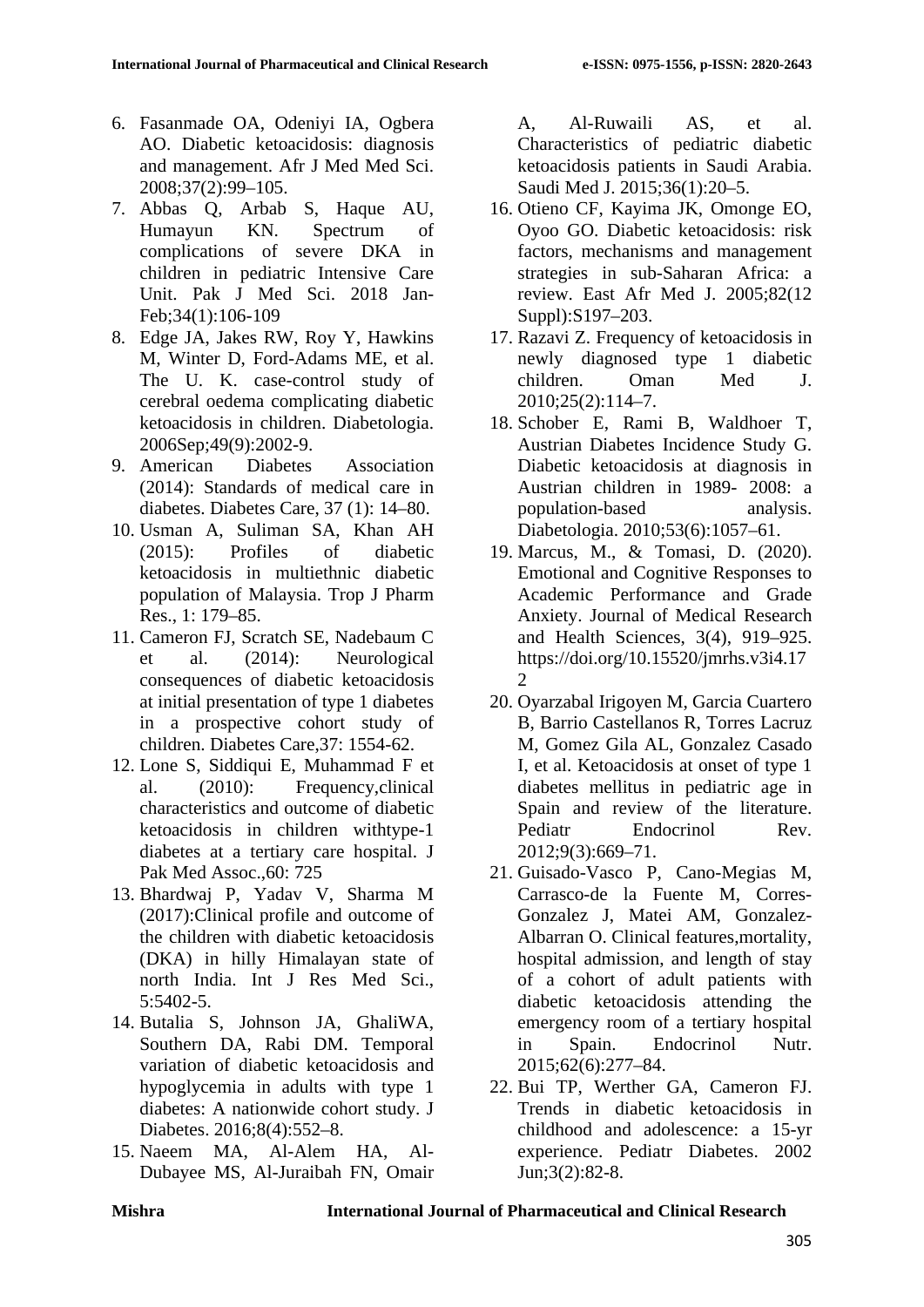6. Fasanmade OA, Odeniyi IA, Ogbera AO. Diabetic ketoacidosis: diagnosis and management. Afr J Med Med Sci. 2008;37(2):99–105.
7. Abbas Q, Arbab S, Haque AU, Humayun KN. Spectrum of complications of severe DKA in children in pediatric Intensive Care Unit. Pak J Med Sci. 2018 Jan-Feb;34(1):106-109
8. Edge JA, Jakes RW, Roy Y, Hawkins M, Winter D, Ford-Adams ME, et al. The U. K. case-control study of cerebral oedema complicating diabetic ketoacidosis in children. Diabetologia. 2006Sep;49(9):2002-9.
9. American Diabetes Association (2014): Standards of medical care in diabetes. Diabetes Care, 37 (1): 14–80.
10. Usman A, Suliman SA, Khan AH (2015): Profiles of diabetic ketoacidosis in multiethnic diabetic population of Malaysia. Trop J Pharm Res., 1: 179–85.
11. Cameron FJ, Scratch SE, Nadebaum C et al. (2014): Neurological consequences of diabetic ketoacidosis at initial presentation of type 1 diabetes in a prospective cohort study of children. Diabetes Care,37: 1554-62.
12. Lone S, Siddiqui E, Muhammad F et al. (2010): Frequency,clinical characteristics and outcome of diabetic ketoacidosis in children withtype-1 diabetes at a tertiary care hospital. J Pak Med Assoc.,60: 725
13. Bhardwaj P, Yadav V, Sharma M (2017):Clinical profile and outcome of the children with diabetic ketoacidosis (DKA) in hilly Himalayan state of north India. Int J Res Med Sci., 5:5402-5.
14. Butalia S, Johnson JA, GhaliWA, Southern DA, Rabi DM. Temporal variation of diabetic ketoacidosis and hypoglycemia in adults with type 1 diabetes: A nationwide cohort study. J Diabetes. 2016;8(4):552–8.
15. Naeem MA, Al-Alem HA, Al-Dubayee MS, Al-Juraibah FN, Omair A, Al-Ruwaili AS, et al. Characteristics of pediatric diabetic ketoacidosis patients in Saudi Arabia. Saudi Med J. 2015;36(1):20–5.
16. Otieno CF, Kayima JK, Omonge EO, Oyoo GO. Diabetic ketoacidosis: risk factors, mechanisms and management strategies in sub-Saharan Africa: a review. East Afr Med J. 2005;82(12 Suppl):S197–203.
17. Razavi Z. Frequency of ketoacidosis in newly diagnosed type 1 diabetic children. Oman Med J. 2010;25(2):114–7.
18. Schober E, Rami B, Waldhoer T, Austrian Diabetes Incidence Study G. Diabetic ketoacidosis at diagnosis in Austrian children in 1989- 2008: a population-based analysis. Diabetologia. 2010;53(6):1057–61.
19. Marcus, M., & Tomasi, D. (2020). Emotional and Cognitive Responses to Academic Performance and Grade Anxiety. Journal of Medical Research and Health Sciences, 3(4), 919–925. https://doi.org/10.15520/jmrhs.v3i4.172
20. Oyarzabal Irigoyen M, Garcia Cuartero B, Barrio Castellanos R, Torres Lacruz M, Gomez Gila AL, Gonzalez Casado I, et al. Ketoacidosis at onset of type 1 diabetes mellitus in pediatric age in Spain and review of the literature. Pediatr Endocrinol Rev. 2012;9(3):669–71.
21. Guisado-Vasco P, Cano-Megias M, Carrasco-de la Fuente M, Corres-Gonzalez J, Matei AM, Gonzalez-Albarran O. Clinical features,mortality, hospital admission, and length of stay of a cohort of adult patients with diabetic ketoacidosis attending the emergency room of a tertiary hospital in Spain. Endocrinol Nutr. 2015;62(6):277–84.
22. Bui TP, Werther GA, Cameron FJ. Trends in diabetic ketoacidosis in childhood and adolescence: a 15-yr experience. Pediatr Diabetes. 2002 Jun;3(2):82-8.